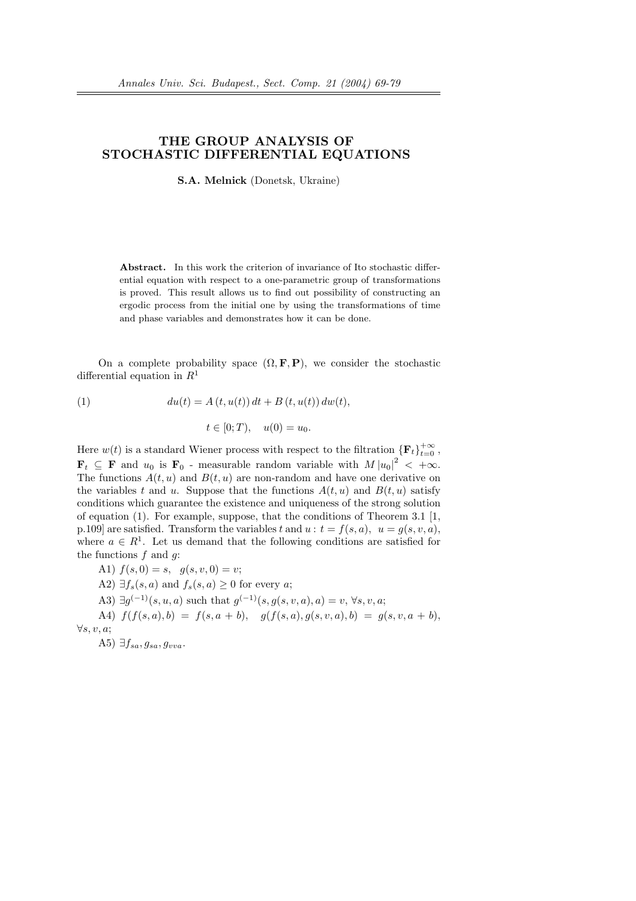# THE GROUP ANALYSIS OF STOCHASTIC DIFFERENTIAL EQUATIONS

**S.A. Melnick** (Donetsk, Ukraine)

**Abstract.** In this work the criterion of invariance of Ito stochastic differential equation with respect to a one-parametric group of transformations is proved. This result allows us to find out possibility of constructing an ergodic process from the initial one by using the transformations of time and phase variables and demonstrates how it can be done.

On a complete probability space $(\Omega, \mathbf{F}, \mathbf{P})$, we consider the stochastic differential equation in $R^1$

$$du(t) = A\left(t, u(t)\right) dt + B\left(t, u(t)\right) dw(t), \tag{1}$$

$$t \in [0; T), \quad u(0) = u_0.$$

Here $w(t)$ is a standard Wiener process with respect to the filtration $\{\mathbf{F}_t\}_{t=0}^{+\infty}$, $\mathbf{F}_t \subseteq \mathbf{F}$ and $u_0$ is $\mathbf{F}_0$ - measurable random variable with $M\left|u_0\right|^2 < +\infty$. The functions $A(t,u)$ and $B(t,u)$ are non-random and have one derivative on the variables $t$ and $u$. Suppose that the functions $A(t,u)$ and $B(t,u)$ satisfy conditions which guarantee the existence and uniqueness of the strong solution of equation (1). For example, suppose, that the conditions of Theorem 3.1 [1, p.109] are satisfied. Transform the variables $t$ and $u$ : $t = f(s,a)$, $u = g(s,v,a)$, where $a \in R^1$. Let us demand that the following conditions are satisfied for the functions $f$ and $g$:

A1) $f(s,0) = s$, $g(s,v,0) = v$;

A2) $\exists f_s(s,a)$ and $f_s(s,a) \geq 0$ for every $a$;

A3) $\exists g^{(-1)}(s,u,a)$ such that $g^{(-1)}(s, g(s,v,a), a) = v$, $\forall s, v, a$;

A4) $f(f(s,a),b) = f(s,a+b)$, $g(f(s,a), g(s,v,a), b) = g(s,v,a+b)$, $\forall s, v, a$;

A5) $\exists f_{sa}, g_{sa}, g_{vva}$.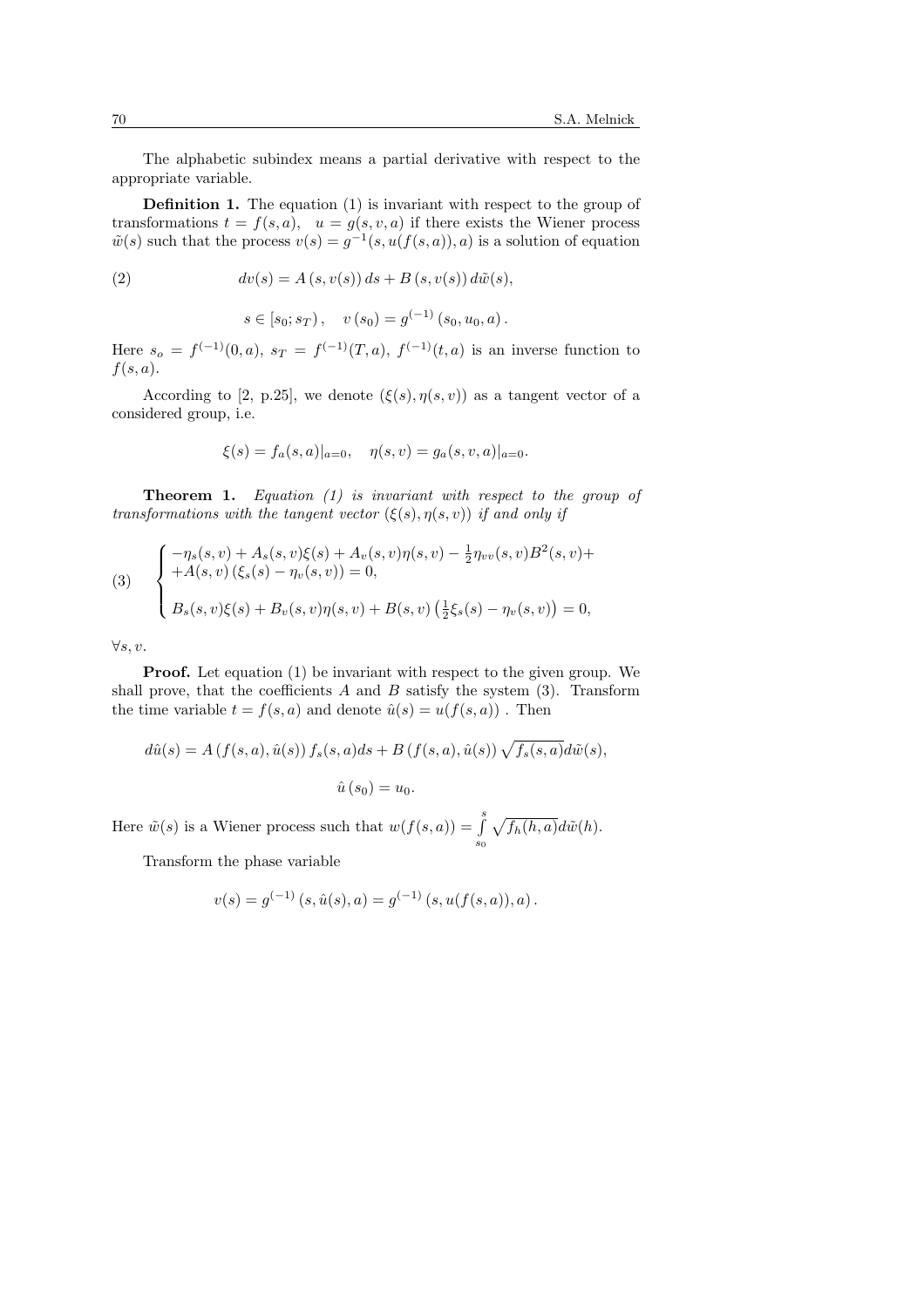The alphabetic subindex means a partial derivative with respect to the appropriate variable.

**Definition 1.** The equation (1) is invariant with respect to the group of transformations $t = f(s,a), \quad u = g(s,v,a)$ if there exists the Wiener process $\tilde{w}(s)$ such that the process $v(s) = g^{-1}(s, u(f(s,a)), a)$ is a solution of equation

$$
dv(s) = A\left(s, v(s)\right) ds + B\left(s, v(s)\right) d\tilde{w}(s), \tag{2}
$$

$$
s \in [s_0; s_T), \quad v(s_0) = g^{(-1)}(s_0, u_0, a).
$$

Here $s_o = f^{(-1)}(0,a)$, $s_T = f^{(-1)}(T,a)$, $f^{(-1)}(t,a)$ is an inverse function to $f(s,a)$.

According to [2, p.25], we denote $(\xi(s), \eta(s,v))$ as a tangent vector of a considered group, i.e.

$$
\xi(s) = f_a(s,a)|_{a=0}, \quad \eta(s,v) = g_a(s,v,a)|_{a=0}.
$$

**Theorem 1.** *Equation (1) is invariant with respect to the group of transformations with the tangent vector $(\xi(s), \eta(s,v))$ if and only if*

$$
\begin{cases}
-\eta_s(s,v) + A_s(s,v)\xi(s) + A_v(s,v)\eta(s,v) - \frac{1}{2}\eta_{vv}(s,v)B^2(s,v) + \\
+A(s,v)\left(\xi_s(s) - \eta_v(s,v)\right) = 0, \\
\\
B_s(s,v)\xi(s) + B_v(s,v)\eta(s,v) + B(s,v)\left(\frac{1}{2}\xi_s(s) - \eta_v(s,v)\right) = 0,
\end{cases} \tag{3}
$$

$\forall s, v.$

**Proof.** Let equation (1) be invariant with respect to the given group. We shall prove, that the coefficients $A$ and $B$ satisfy the system (3). Transform the time variable $t = f(s,a)$ and denote $\hat{u}(s) = u(f(s,a))$ . Then

$$
d\hat{u}(s) = A\left(f(s,a), \hat{u}(s)\right) f_s(s,a) ds + B\left(f(s,a), \hat{u}(s)\right) \sqrt{f_s(s,a)} d\tilde{w}(s),
$$

$$
\hat{u}(s_0) = u_0.
$$

Here $\tilde{w}(s)$ is a Wiener process such that $w(f(s,a)) = \int\limits_{s_0}^{s} \sqrt{f_h(h,a)} d\tilde{w}(h)$.

Transform the phase variable

$$
v(s) = g^{(-1)}\left(s, \hat{u}(s), a\right) = g^{(-1)}\left(s, u(f(s,a)), a\right).
$$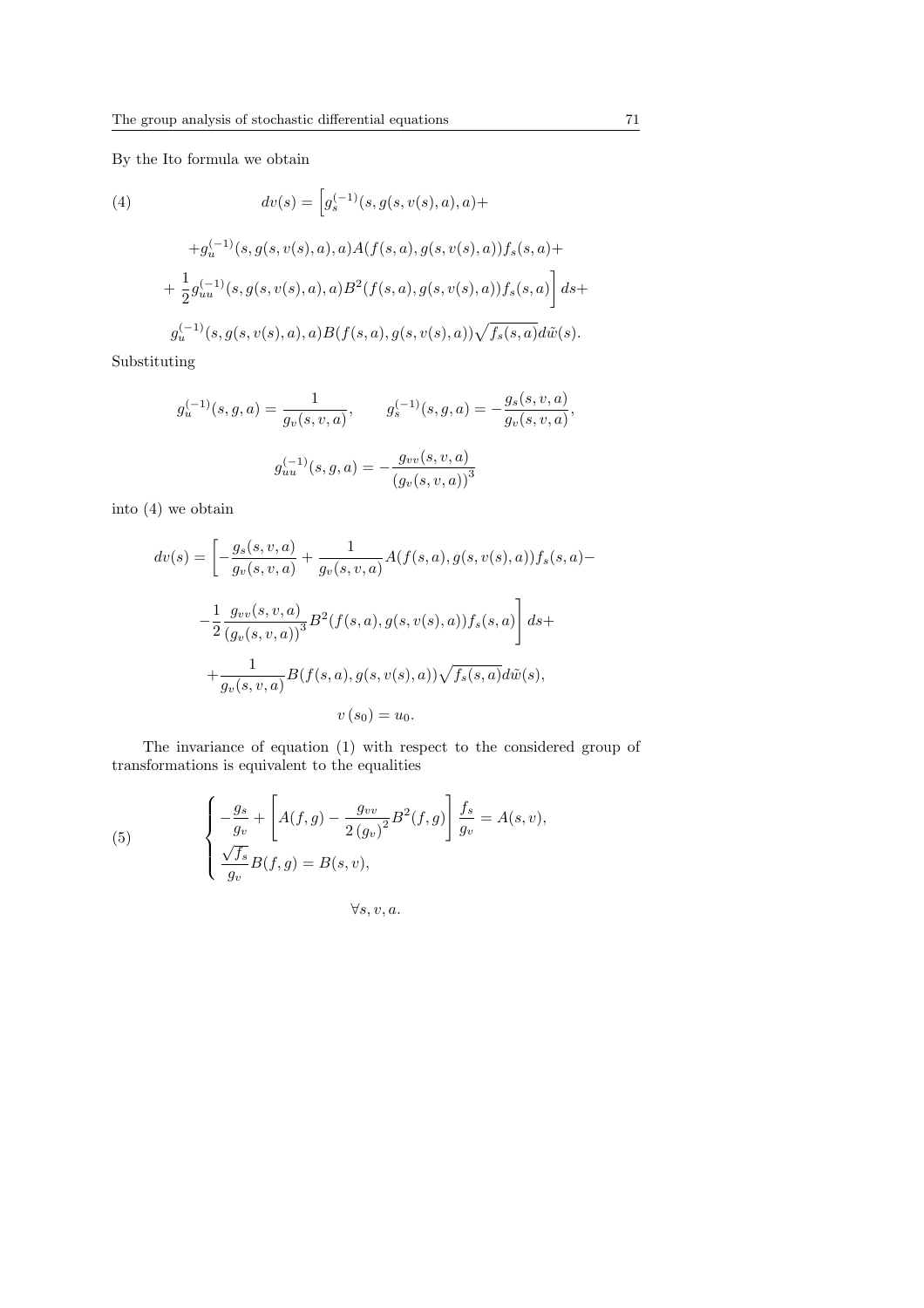By the Ito formula we obtain

$$
\begin{aligned}
(4) \qquad dv(s) = \Big[ & g_s^{(-1)}(s, g(s,v(s),a), a) + \\
& + g_u^{(-1)}(s, g(s,v(s),a), a) A(f(s,a), g(s,v(s),a)) f_s(s,a) + \\
& + \frac{1}{2} g_{uu}^{(-1)}(s, g(s,v(s),a), a) B^2(f(s,a), g(s,v(s),a)) f_s(s,a) \Big] ds + \\
& g_u^{(-1)}(s, g(s,v(s),a), a) B(f(s,a), g(s,v(s),a)) \sqrt{f_s(s,a)} d\tilde{w}(s).
\end{aligned}
$$

Substituting

$$
g_u^{(-1)}(s,g,a) = \frac{1}{g_v(s,v,a)}, \qquad g_s^{(-1)}(s,g,a) = -\frac{g_s(s,v,a)}{g_v(s,v,a)},
$$

$$
g_{uu}^{(-1)}(s,g,a) = -\frac{g_{vv}(s,v,a)}{\left(g_v(s,v,a)\right)^3}
$$

into (4) we obtain

$$
\begin{aligned}
dv(s) = \Bigg[ & -\frac{g_s(s,v,a)}{g_v(s,v,a)} + \frac{1}{g_v(s,v,a)} A(f(s,a), g(s,v(s),a)) f_s(s,a) - \\
& - \frac{1}{2} \frac{g_{vv}(s,v,a)}{\left(g_v(s,v,a)\right)^3} B^2(f(s,a), g(s,v(s),a)) f_s(s,a) \Bigg] ds + \\
& + \frac{1}{g_v(s,v,a)} B(f(s,a), g(s,v(s),a)) \sqrt{f_s(s,a)} d\tilde{w}(s), \\
& v(s_0) = u_0.
\end{aligned}
$$

The invariance of equation (1) with respect to the considered group of transformations is equivalent to the equalities

$$
(5) \qquad \begin{cases}
-\dfrac{g_s}{g_v} + \left[ A(f,g) - \dfrac{g_{vv}}{2\left(g_v\right)^2} B^2(f,g) \right] \dfrac{f_s}{g_v} = A(s,v), \\
\dfrac{\sqrt{f_s}}{g_v} B(f,g) = B(s,v),
\end{cases}
$$

$$
\forall s, v, a.
$$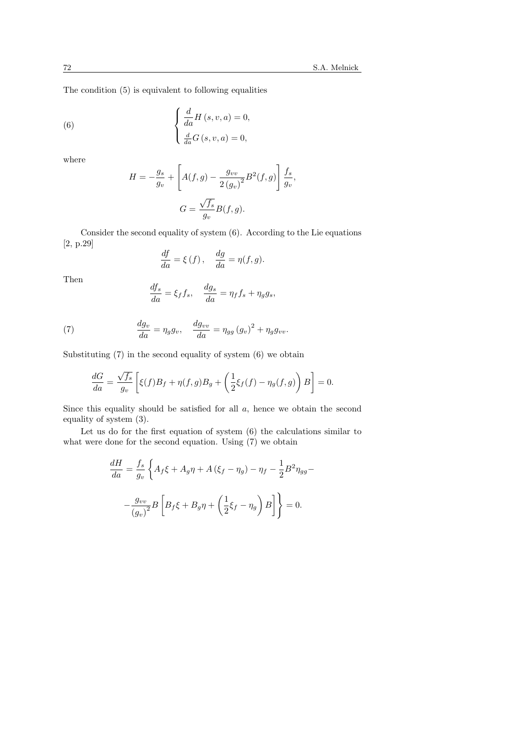The condition (5) is equivalent to following equalities

$$
\begin{cases} \dfrac{d}{da} H\left(s, v, a\right) = 0, \\ \frac{d}{da} G\left(s, v, a\right) = 0, \end{cases} \tag{6}
$$

where

$$
H = -\frac{g_s}{g_v} + \left[ A(f,g) - \frac{g_{vv}}{2\left(g_v\right)^2} B^2(f,g) \right] \frac{f_s}{g_v},
$$

$$
G = \frac{\sqrt{f_s}}{g_v} B(f,g).
$$

Consider the second equality of system (6). According to the Lie equations [2, p.29]

$$
\frac{df}{da} = \xi\left(f\right), \quad \frac{dg}{da} = \eta(f,g).
$$

Then

$$
\frac{df_s}{da} = \xi_f f_s, \quad \frac{dg_s}{da} = \eta_f f_s + \eta_g g_s,
$$

$$
\frac{dg_v}{da} = \eta_g g_v, \quad \frac{dg_{vv}}{da} = \eta_{gg} \left(g_v\right)^2 + \eta_g g_{vv}. \tag{7}
$$

Substituting (7) in the second equality of system (6) we obtain

$$
\frac{dG}{da} = \frac{\sqrt{f_s}}{g_v} \left[ \xi(f) B_f + \eta(f,g) B_g + \left( \frac{1}{2} \xi_f(f) - \eta_g(f,g) \right) B \right] = 0.
$$

Since this equality should be satisfied for all $a$, hence we obtain the second equality of system (3).

Let us do for the first equation of system (6) the calculations similar to what were done for the second equation. Using (7) we obtain

$$
\frac{dH}{da} = \frac{f_s}{g_v} \left\{ A_f \xi + A_g \eta + A\left(\xi_f - \eta_g\right) - \eta_f - \frac{1}{2} B^2 \eta_{gg} - \right.
$$

$$
\left. - \frac{g_{vv}}{\left(g_v\right)^2} B \left[ B_f \xi + B_g \eta + \left( \frac{1}{2} \xi_f - \eta_g \right) B \right] \right\} = 0.
$$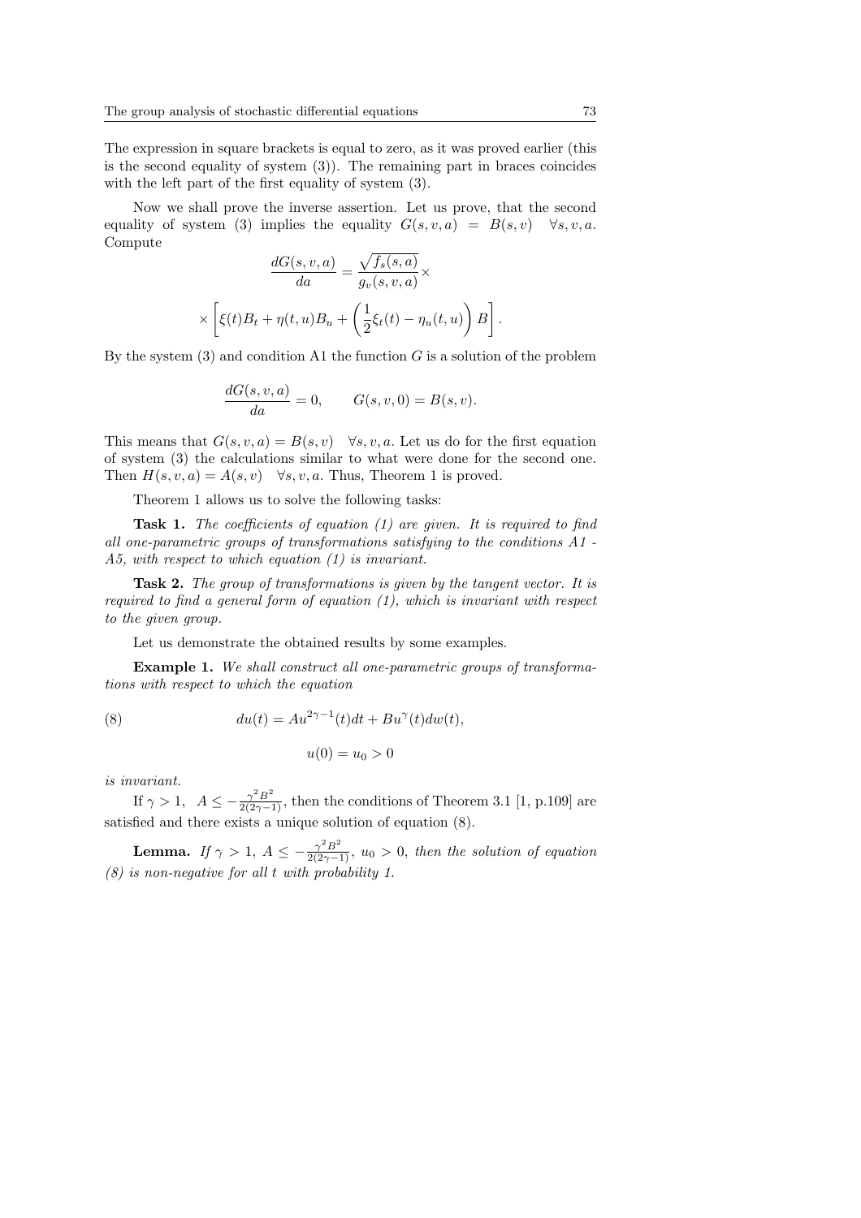The expression in square brackets is equal to zero, as it was proved earlier (this is the second equality of system (3)). The remaining part in braces coincides with the left part of the first equality of system (3).

Now we shall prove the inverse assertion. Let us prove, that the second equality of system (3) implies the equality $G(s,v,a) = B(s,v) \quad \forall s,v,a$. Compute

$$\frac{dG(s,v,a)}{da} = \frac{\sqrt{f_s(s,a)}}{g_v(s,v,a)} \times$$

$$\times \left[ \xi(t) B_t + \eta(t,u) B_u + \left( \frac{1}{2}\xi_t(t) - \eta_u(t,u) \right) B \right].$$

By the system (3) and condition A1 the function $G$ is a solution of the problem

$$\frac{dG(s,v,a)}{da} = 0, \qquad G(s,v,0) = B(s,v).$$

This means that $G(s,v,a) = B(s,v) \quad \forall s,v,a$. Let us do for the first equation of system (3) the calculations similar to what were done for the second one. Then $H(s,v,a) = A(s,v) \quad \forall s,v,a$. Thus, Theorem 1 is proved.

Theorem 1 allows us to solve the following tasks:

**Task 1.** *The coefficients of equation (1) are given. It is required to find all one-parametric groups of transformations satisfying to the conditions A1 - A5, with respect to which equation (1) is invariant.*

**Task 2.** *The group of transformations is given by the tangent vector. It is required to find a general form of equation (1), which is invariant with respect to the given group.*

Let us demonstrate the obtained results by some examples.

**Example 1.** *We shall construct all one-parametric groups of transformations with respect to which the equation*

$$du(t) = Au^{2\gamma-1}(t)dt + Bu^{\gamma}(t)dw(t), \tag{8}$$

$$u(0) = u_0 > 0$$

*is invariant.*

If $\gamma > 1, \;\; A \leq -\frac{\gamma^2 B^2}{2(2\gamma-1)}$, then the conditions of Theorem 3.1 [1, p.109] are satisfied and there exists a unique solution of equation (8).

**Lemma.** *If $\gamma > 1$, $A \leq -\frac{\gamma^2 B^2}{2(2\gamma-1)}$, $u_0 > 0$, then the solution of equation (8) is non-negative for all $t$ with probability 1.*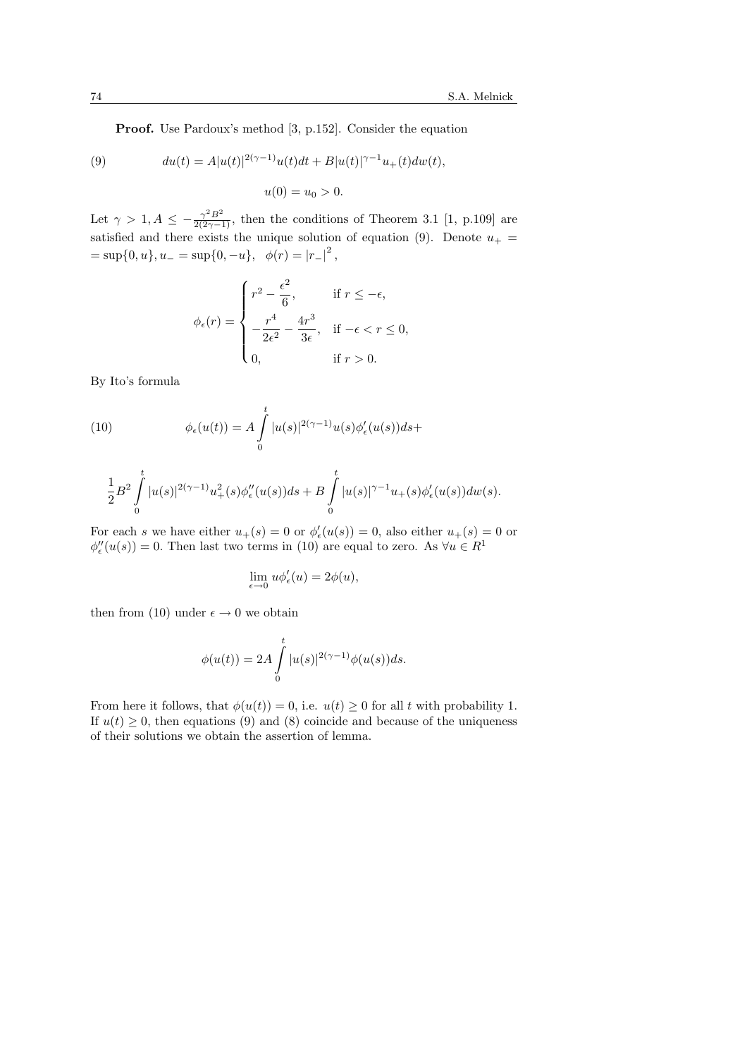**Proof.** Use Pardoux's method [3, p.152]. Consider the equation

$$du(t) = A|u(t)|^{2(\gamma-1)}u(t)dt + B|u(t)|^{\gamma-1}u_+(t)dw(t), \tag{9}$$

$$u(0) = u_0 > 0.$$

Let $\gamma > 1, A \leq -\frac{\gamma^2 B^2}{2(2\gamma-1)}$, then the conditions of Theorem 3.1 [1, p.109] are satisfied and there exists the unique solution of equation (9). Denote $u_+ = \sup\{0, u\}, u_- = \sup\{0, -u\}, \quad \phi(r) = |r_-|^2,$

$$\phi_\epsilon(r) = \begin{cases} r^2 - \dfrac{\epsilon^2}{6}, & \text{if } r \leq -\epsilon, \\ -\dfrac{r^4}{2\epsilon^2} - \dfrac{4r^3}{3\epsilon}, & \text{if } -\epsilon < r \leq 0, \\ 0, & \text{if } r > 0. \end{cases}$$

By Ito's formula

$$\phi_\epsilon(u(t)) = A\int_0^t |u(s)|^{2(\gamma-1)}u(s)\phi'_\epsilon(u(s))ds + \tag{10}$$

$$\frac{1}{2}B^2\int_0^t |u(s)|^{2(\gamma-1)}u_+^2(s)\phi''_\epsilon(u(s))ds + B\int_0^t |u(s)|^{\gamma-1}u_+(s)\phi'_\epsilon(u(s))dw(s).$$

For each $s$ we have either $u_+(s) = 0$ or $\phi'_\epsilon(u(s)) = 0$, also either $u_+(s) = 0$ or $\phi''_\epsilon(u(s)) = 0$. Then last two terms in (10) are equal to zero. As $\forall u \in R^1$

$$\lim_{\epsilon \to 0} u\phi'_\epsilon(u) = 2\phi(u),$$

then from (10) under $\epsilon \to 0$ we obtain

$$\phi(u(t)) = 2A\int_0^t |u(s)|^{2(\gamma-1)}\phi(u(s))ds.$$

From here it follows, that $\phi(u(t)) = 0$, i.e. $u(t) \geq 0$ for all $t$ with probability 1. If $u(t) \geq 0$, then equations (9) and (8) coincide and because of the uniqueness of their solutions we obtain the assertion of lemma.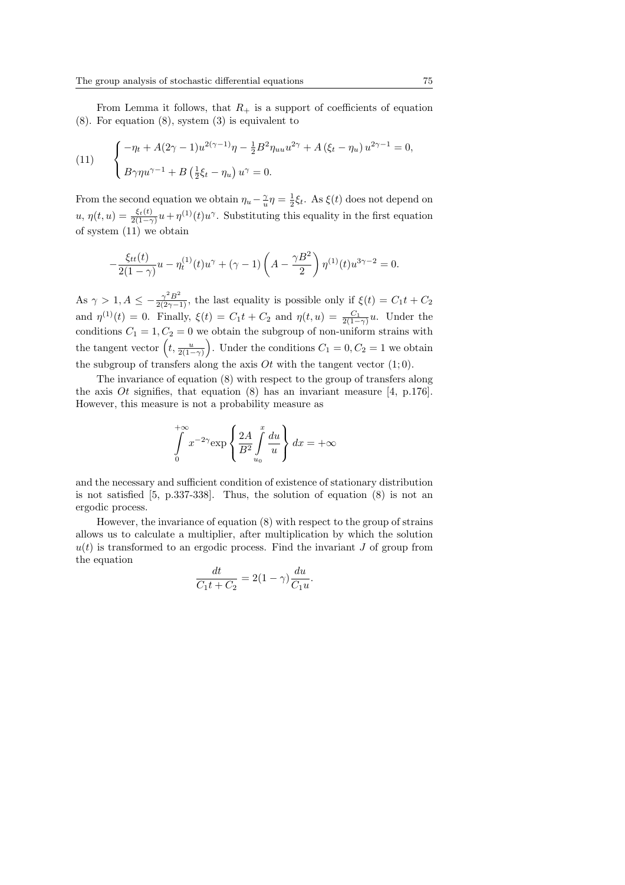From Lemma it follows, that $R_+$ is a support of coefficients of equation (8). For equation (8), system (3) is equivalent to

$$
(11) \qquad \begin{cases} -\eta_t + A(2\gamma-1)u^{2(\gamma-1)}\eta - \frac{1}{2}B^2\eta_{uu}u^{2\gamma} + A\left(\xi_t - \eta_u\right)u^{2\gamma-1} = 0, \\ B\gamma\eta u^{\gamma-1} + B\left(\frac{1}{2}\xi_t - \eta_u\right)u^{\gamma} = 0. \end{cases}
$$

From the second equation we obtain $\eta_u - \frac{\gamma}{u}\eta = \frac{1}{2}\xi_t$. As $\xi(t)$ does not depend on $u$, $\eta(t,u) = \frac{\xi_t(t)}{2(1-\gamma)}u + \eta^{(1)}(t)u^{\gamma}$. Substituting this equality in the first equation of system (11) we obtain

$$
-\frac{\xi_{tt}(t)}{2(1-\gamma)}u - \eta_t^{(1)}(t)u^{\gamma} + (\gamma-1)\left(A - \frac{\gamma B^2}{2}\right)\eta^{(1)}(t)u^{3\gamma-2} = 0.
$$

As $\gamma > 1, A \leq -\frac{\gamma^2 B^2}{2(2\gamma-1)}$, the last equality is possible only if $\xi(t) = C_1 t + C_2$ and $\eta^{(1)}(t) = 0$. Finally, $\xi(t) = C_1 t + C_2$ and $\eta(t,u) = \frac{C_1}{2(1-\gamma)}u$. Under the conditions $C_1 = 1, C_2 = 0$ we obtain the subgroup of non-uniform strains with the tangent vector $\left(t, \frac{u}{2(1-\gamma)}\right)$. Under the conditions $C_1 = 0, C_2 = 1$ we obtain the subgroup of transfers along the axis $Ot$ with the tangent vector $(1;0)$.

The invariance of equation (8) with respect to the group of transfers along the axis $Ot$ signifies, that equation (8) has an invariant measure [4, p.176]. However, this measure is not a probability measure as

$$
\int_0^{+\infty} x^{-2\gamma} \exp\left\{\frac{2A}{B^2}\int_{u_0}^{x}\frac{du}{u}\right\}dx = +\infty
$$

and the necessary and sufficient condition of existence of stationary distribution is not satisfied [5, p.337-338]. Thus, the solution of equation (8) is not an ergodic process.

However, the invariance of equation (8) with respect to the group of strains allows us to calculate a multiplier, after multiplication by which the solution $u(t)$ is transformed to an ergodic process. Find the invariant $J$ of group from the equation

$$
\frac{dt}{C_1 t + C_2} = 2(1-\gamma)\frac{du}{C_1 u}.
$$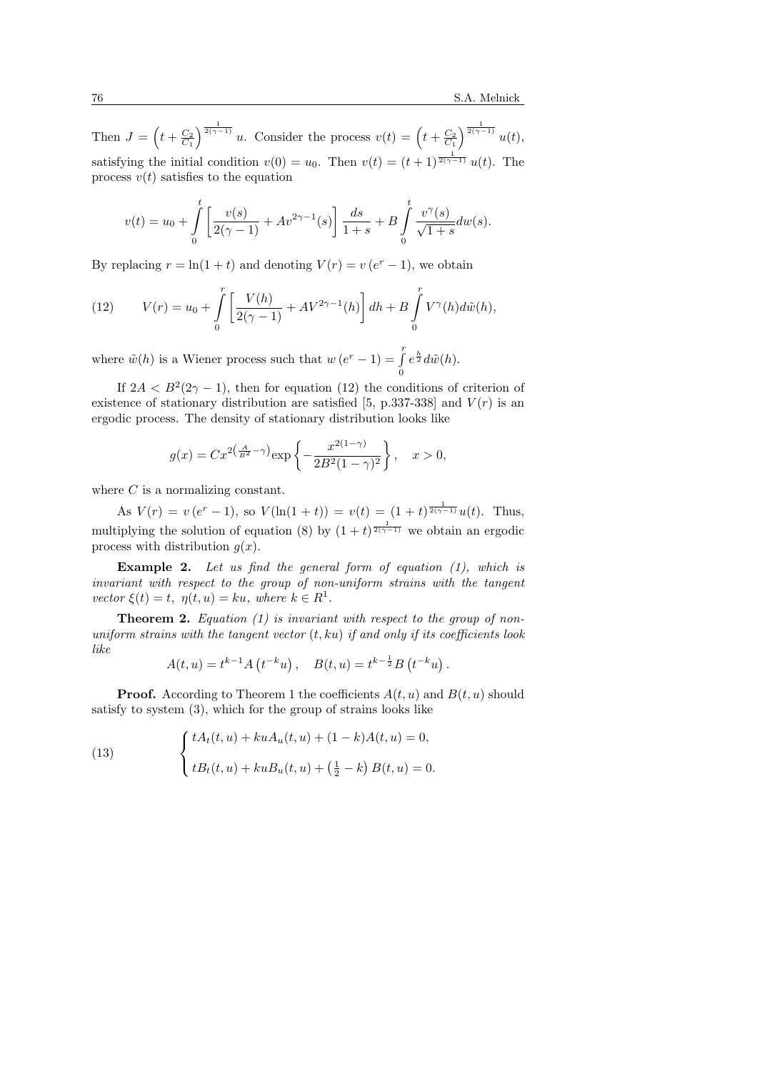Then $J = \left(t + \frac{C_2}{C_1}\right)^{\frac{1}{2(\gamma-1)}} u$. Consider the process $v(t) = \left(t + \frac{C_2}{C_1}\right)^{\frac{1}{2(\gamma-1)}} u(t)$, satisfying the initial condition $v(0) = u_0$. Then $v(t) = (t+1)^{\frac{1}{2(\gamma-1)}} u(t)$. The process $v(t)$ satisfies to the equation

$$v(t) = u_0 + \int_0^t \left[\frac{v(s)}{2(\gamma-1)} + Av^{2\gamma-1}(s)\right] \frac{ds}{1+s} + B \int_0^t \frac{v^\gamma(s)}{\sqrt{1+s}} dw(s).$$

By replacing $r = \ln(1+t)$ and denoting $V(r) = v\left(e^r - 1\right)$, we obtain

$$V(r) = u_0 + \int_0^r \left[\frac{V(h)}{2(\gamma-1)} + AV^{2\gamma-1}(h)\right] dh + B \int_0^r V^\gamma(h) d\tilde{w}(h), \tag{12}$$

where $\tilde{w}(h)$ is a Wiener process such that $w\left(e^r - 1\right) = \int\limits_0^r e^{\frac{h}{2}} d\tilde{w}(h)$.

If $2A < B^2(2\gamma - 1)$, then for equation (12) the conditions of criterion of existence of stationary distribution are satisfied [5, p.337-338] and $V(r)$ is an ergodic process. The density of stationary distribution looks like

$$g(x) = Cx^{2\left(\frac{A}{B^2} - \gamma\right)} \exp\left\{-\frac{x^{2(1-\gamma)}}{2B^2(1-\gamma)^2}\right\}, \quad x > 0,$$

where $C$ is a normalizing constant.

As $V(r) = v\left(e^r - 1\right)$, so $V(\ln(1+t)) = v(t) = (1+t)^{\frac{1}{2(\gamma-1)}} u(t)$. Thus, multiplying the solution of equation (8) by $(1+t)^{\frac{1}{2(\gamma-1)}}$ we obtain an ergodic process with distribution $g(x)$.

**Example 2.** *Let us find the general form of equation (1), which is invariant with respect to the group of non-uniform strains with the tangent vector $\xi(t) = t,\ \eta(t,u) = ku$, where $k \in R^1$.*

**Theorem 2.** *Equation (1) is invariant with respect to the group of non-uniform strains with the tangent vector $(t, ku)$ if and only if its coefficients look like*

$$A(t,u) = t^{k-1} A\left(t^{-k} u\right), \quad B(t,u) = t^{k-\frac{1}{2}} B\left(t^{-k} u\right).$$

**Proof.** According to Theorem 1 the coefficients $A(t,u)$ and $B(t,u)$ should satisfy to system (3), which for the group of strains looks like

$$\begin{cases} tA_t(t,u) + kuA_u(t,u) + (1-k)A(t,u) = 0, \\ tB_t(t,u) + kuB_u(t,u) + \left(\frac{1}{2} - k\right) B(t,u) = 0. \end{cases} \tag{13}$$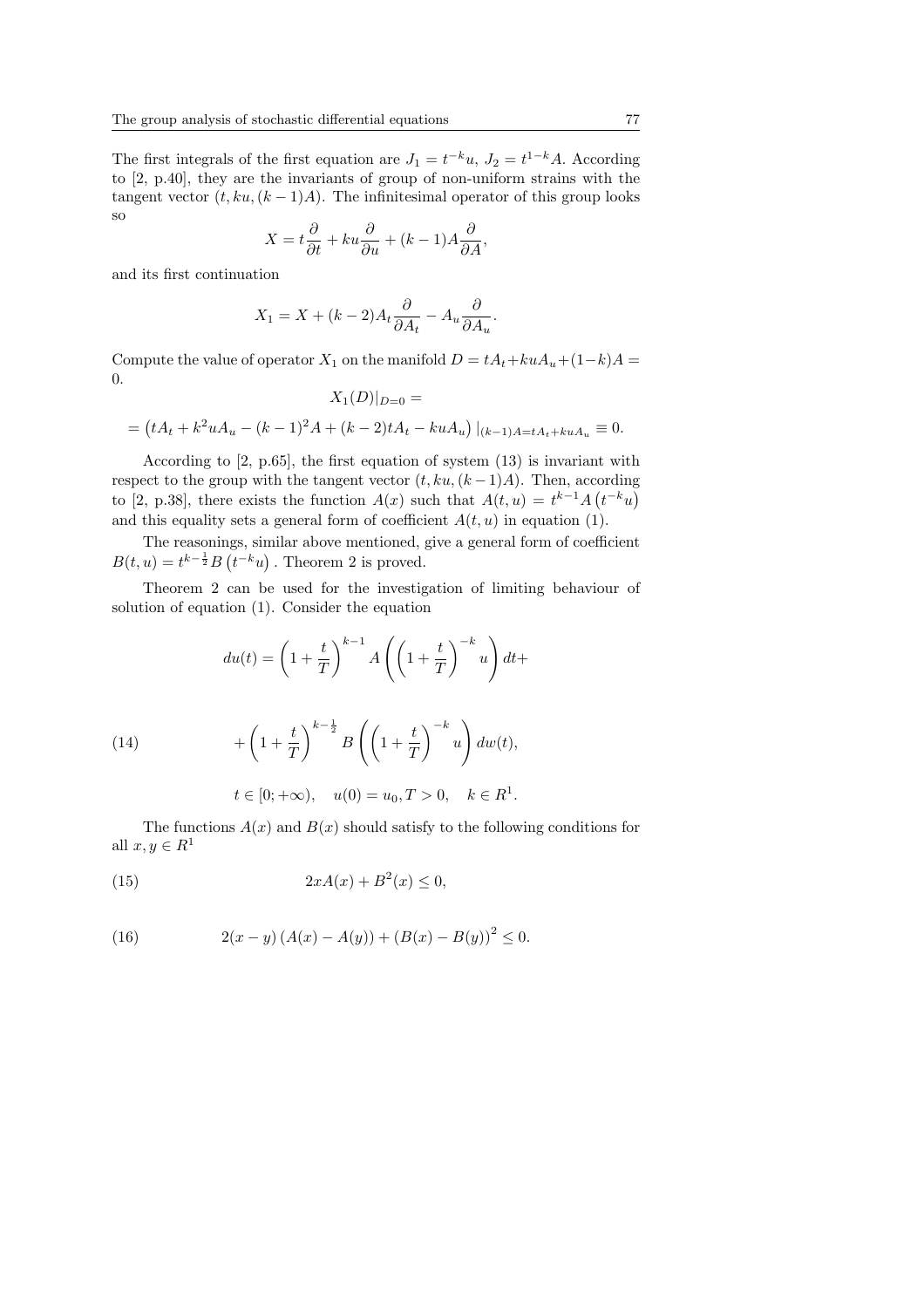The first integrals of the first equation are $J_1 = t^{-k}u$, $J_2 = t^{1-k}A$. According to [2, p.40], they are the invariants of group of non-uniform strains with the tangent vector $(t, ku, (k-1)A)$. The infinitesimal operator of this group looks so

$$X = t\frac{\partial}{\partial t} + ku\frac{\partial}{\partial u} + (k-1)A\frac{\partial}{\partial A},$$

and its first continuation

$$X_1 = X + (k-2)A_t\frac{\partial}{\partial A_t} - A_u\frac{\partial}{\partial A_u}.$$

Compute the value of operator $X_1$ on the manifold $D = tA_t + kuA_u + (1-k)A = 0$.

$$X_1(D)|_{D=0} =$$

$$= \left(tA_t + k^2uA_u - (k-1)^2A + (k-2)tA_t - kuA_u\right)|_{(k-1)A = tA_t + kuA_u} \equiv 0.$$

According to [2, p.65], the first equation of system (13) is invariant with respect to the group with the tangent vector $(t, ku, (k-1)A)$. Then, according to [2, p.38], there exists the function $A(x)$ such that $A(t,u) = t^{k-1}A\left(t^{-k}u\right)$ and this equality sets a general form of coefficient $A(t,u)$ in equation (1).

The reasonings, similar above mentioned, give a general form of coefficient $B(t,u) = t^{k-\frac{1}{2}}B\left(t^{-k}u\right)$. Theorem 2 is proved.

Theorem 2 can be used for the investigation of limiting behaviour of solution of equation (1). Consider the equation

$$du(t) = \left(1+\frac{t}{T}\right)^{k-1} A\left(\left(1+\frac{t}{T}\right)^{-k}u\right)dt+$$

$$+\left(1+\frac{t}{T}\right)^{k-\frac{1}{2}} B\left(\left(1+\frac{t}{T}\right)^{-k}u\right)dw(t), \tag{14}$$

$$t \in [0;+\infty), \quad u(0) = u_0, T > 0, \quad k \in R^1.$$

The functions $A(x)$ and $B(x)$ should satisfy to the following conditions for all $x, y \in R^1$

$$2xA(x) + B^2(x) \leq 0, \tag{15}$$

$$2(x-y)\left(A(x) - A(y)\right) + \left(B(x) - B(y)\right)^2 \leq 0. \tag{16}$$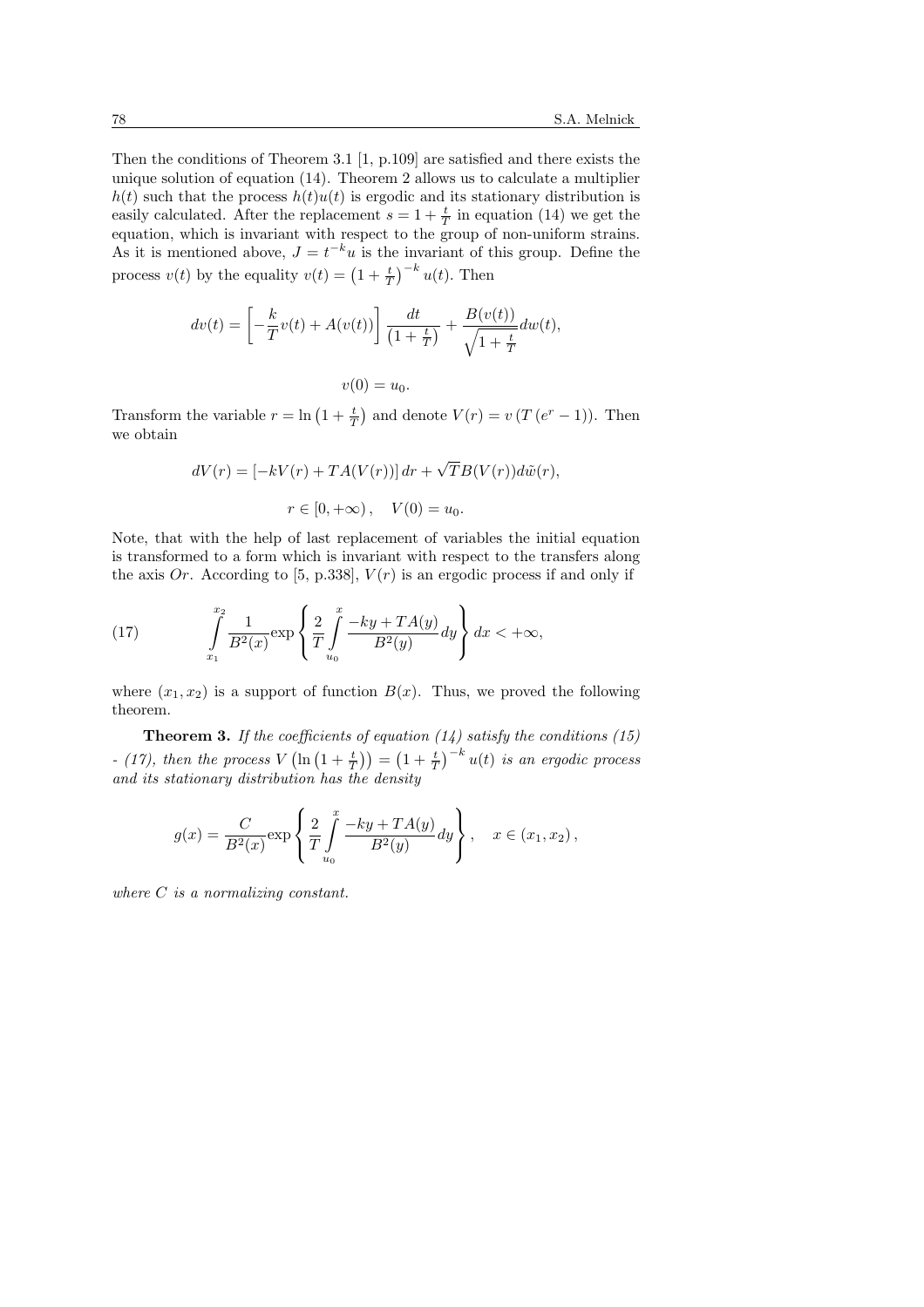Then the conditions of Theorem 3.1 [1, p.109] are satisfied and there exists the unique solution of equation (14). Theorem 2 allows us to calculate a multiplier $h(t)$ such that the process $h(t)u(t)$ is ergodic and its stationary distribution is easily calculated. After the replacement $s = 1 + \frac{t}{T}$ in equation (14) we get the equation, which is invariant with respect to the group of non-uniform strains. As it is mentioned above, $J = t^{-k}u$ is the invariant of this group. Define the process $v(t)$ by the equality $v(t) = \left(1 + \frac{t}{T}\right)^{-k} u(t)$. Then

$$dv(t) = \left[-\frac{k}{T}v(t) + A(v(t))\right]\frac{dt}{\left(1 + \frac{t}{T}\right)} + \frac{B(v(t))}{\sqrt{1 + \frac{t}{T}}}dw(t),$$

$$v(0) = u_0.$$

Transform the variable $r = \ln\left(1 + \frac{t}{T}\right)$ and denote $V(r) = v\left(T\left(e^r - 1\right)\right)$. Then we obtain

$$dV(r) = \left[-kV(r) + TA(V(r))\right]dr + \sqrt{T}B(V(r))d\tilde{w}(r),$$

$$r \in [0, +\infty), \quad V(0) = u_0.$$

Note, that with the help of last replacement of variables the initial equation is transformed to a form which is invariant with respect to the transfers along the axis $Or$. According to [5, p.338], $V(r)$ is an ergodic process if and only if

$$\int\limits_{x_1}^{x_2} \frac{1}{B^2(x)} \exp\left\{\frac{2}{T}\int\limits_{u_0}^{x} \frac{-ky + TA(y)}{B^2(y)}dy\right\}dx < +\infty, \tag{17}$$

where $(x_1, x_2)$ is a support of function $B(x)$. Thus, we proved the following theorem.

**Theorem 3.** *If the coefficients of equation (14) satisfy the conditions (15) - (17), then the process* $V\left(\ln\left(1 + \frac{t}{T}\right)\right) = \left(1 + \frac{t}{T}\right)^{-k} u(t)$ *is an ergodic process and its stationary distribution has the density*

$$g(x) = \frac{C}{B^2(x)} \exp\left\{\frac{2}{T}\int\limits_{u_0}^{x} \frac{-ky + TA(y)}{B^2(y)}dy\right\}, \quad x \in (x_1, x_2),$$

*where $C$ is a normalizing constant.*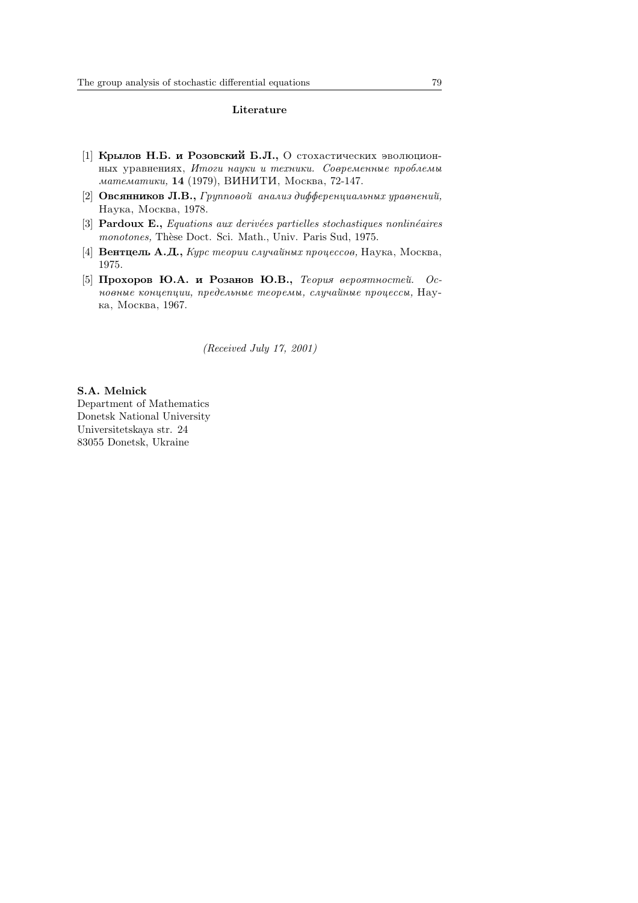## Literature

[1] **Крылов Н.Б. и Розовский Б.Л.,** О стохастических эволюционных уравнениях, *Итоги науки и техники. Современные проблемы математики,* **14** (1979), ВИНИТИ, Москва, 72-147.

[2] **Овсянников Л.В.,** *Групповой анализ дифференциальных уравнений,* Наука, Москва, 1978.

[3] **Pardoux E.,** *Equations aux derivées partielles stochastiques nonlinéaires monotones,* Thèse Doct. Sci. Math., Univ. Paris Sud, 1975.

[4] **Вентцель А.Д.,** *Курс теории случайных процессов,* Наука, Москва, 1975.

[5] **Прохоров Ю.А. и Розанов Ю.В.,** *Теория вероятностей. Основные концепции, предельные теоремы, случайные процессы,* Наука, Москва, 1967.

*(Received July 17, 2001)*

**S.A. Melnick**
Department of Mathematics
Donetsk National University
Universitetskaya str. 24
83055 Donetsk, Ukraine